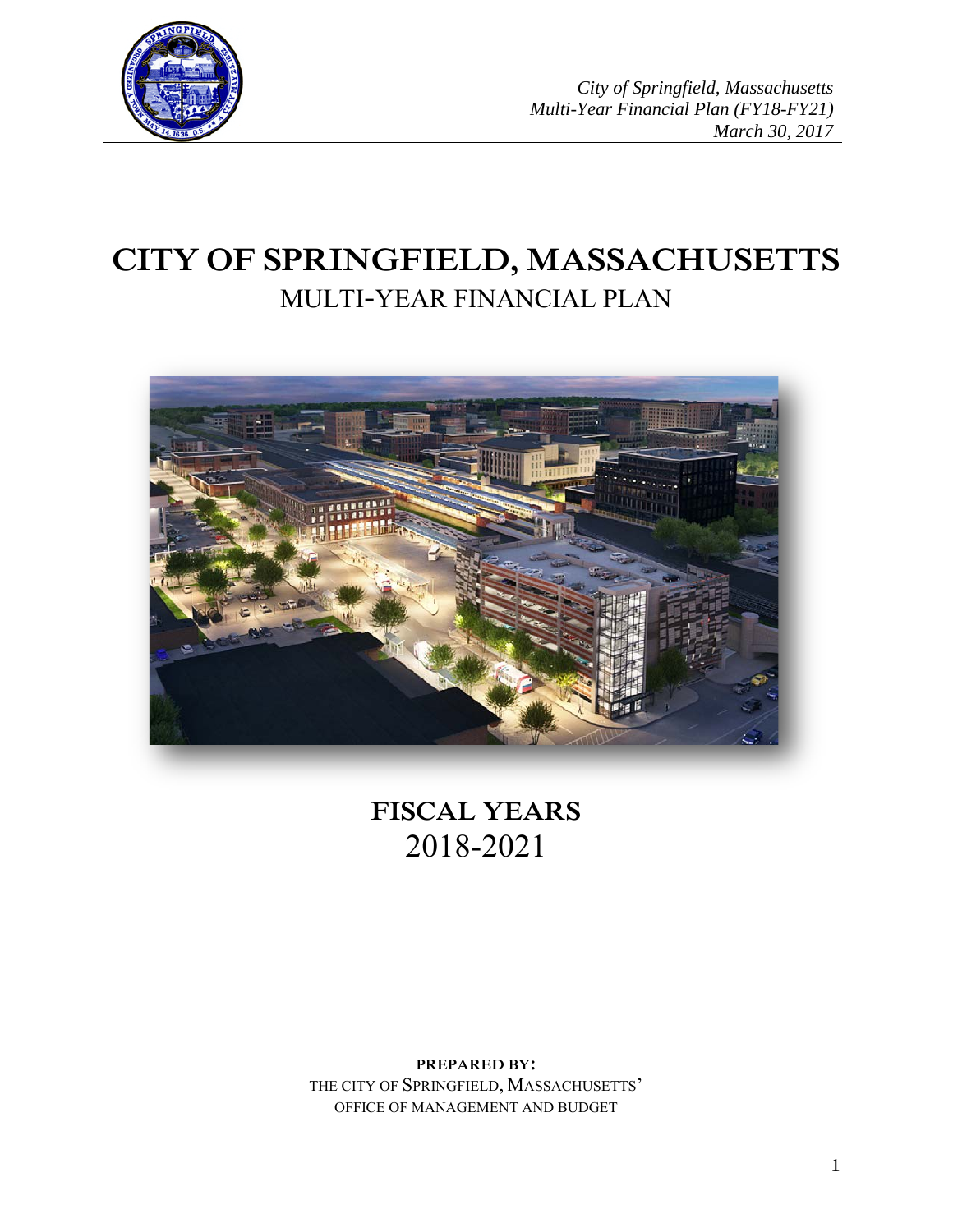# CITY OF SPRINGFIELD, MASSACHUSETTS

## MULTI-YEAR FINANCIAL PLAN

## FISCAL YEARS
## 2018-2021

**PREPARED BY:**
THE CITY OF SPRINGFIELD, MASSACHUSETTS'
OFFICE OF MANAGEMENT AND BUDGET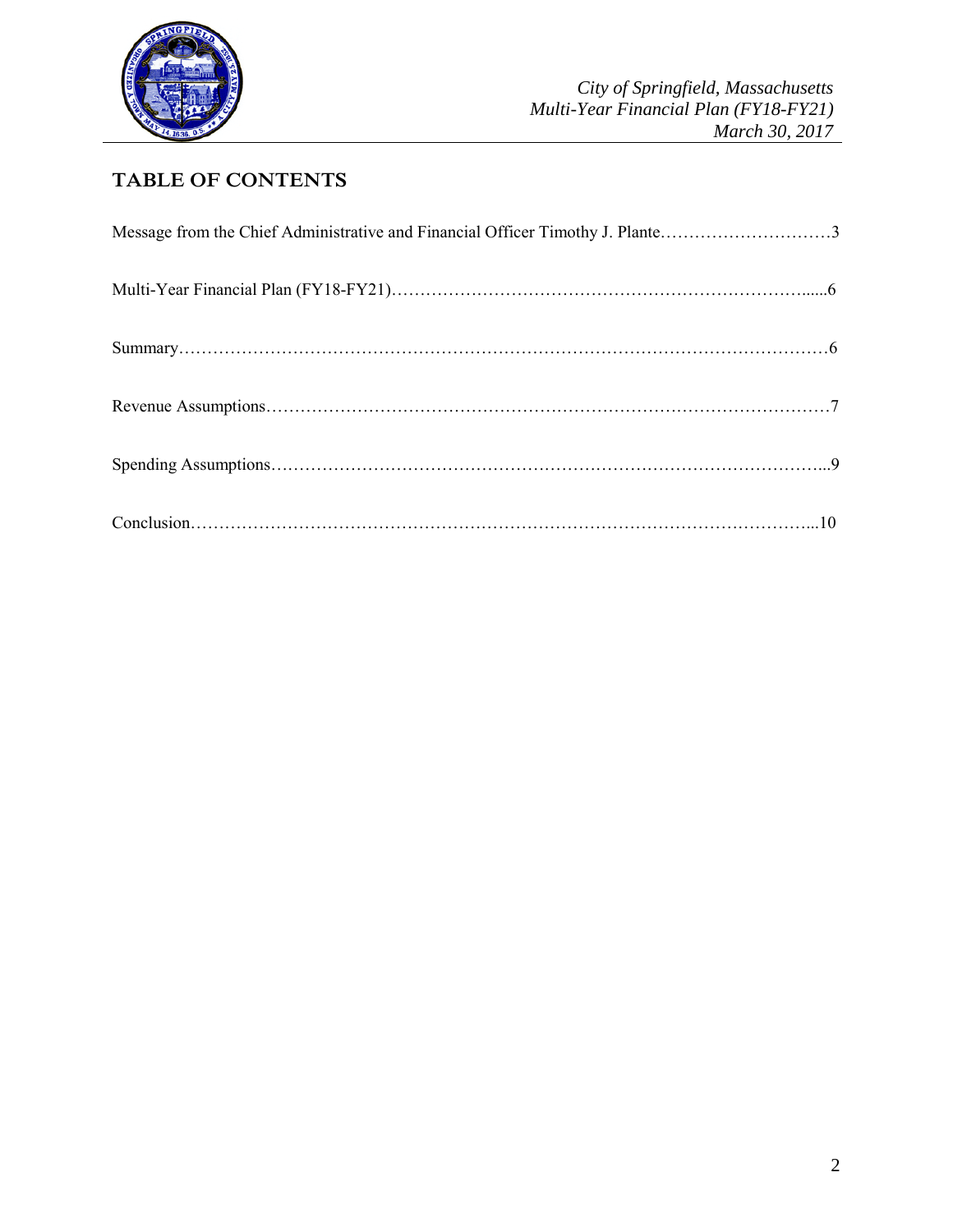# TABLE OF CONTENTS

Message from the Chief Administrative and Financial Officer Timothy J. Plante…………………………3

Multi-Year Financial Plan (FY18-FY21)………………………………………………………………......6

Summary…………………………………………………………………………………………………6

Revenue Assumptions……………………………………………………………………………………7

Spending Assumptions…………………………………………………………………………………...9

Conclusion………………………………………………………………………………………………...10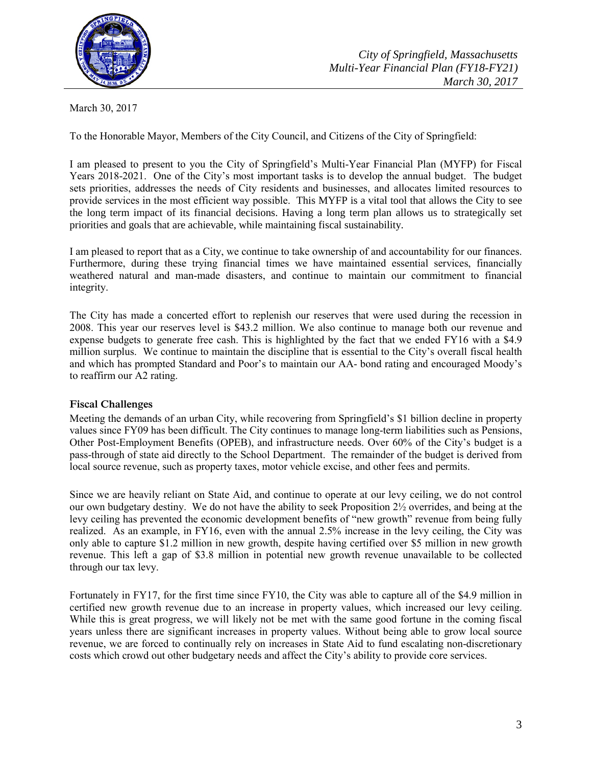March 30, 2017

To the Honorable Mayor, Members of the City Council, and Citizens of the City of Springfield:

I am pleased to present to you the City of Springfield's Multi-Year Financial Plan (MYFP) for Fiscal Years 2018-2021. One of the City's most important tasks is to develop the annual budget. The budget sets priorities, addresses the needs of City residents and businesses, and allocates limited resources to provide services in the most efficient way possible. This MYFP is a vital tool that allows the City to see the long term impact of its financial decisions. Having a long term plan allows us to strategically set priorities and goals that are achievable, while maintaining fiscal sustainability.

I am pleased to report that as a City, we continue to take ownership of and accountability for our finances. Furthermore, during these trying financial times we have maintained essential services, financially weathered natural and man-made disasters, and continue to maintain our commitment to financial integrity.

The City has made a concerted effort to replenish our reserves that were used during the recession in 2008. This year our reserves level is $43.2 million. We also continue to manage both our revenue and expense budgets to generate free cash. This is highlighted by the fact that we ended FY16 with a $4.9 million surplus. We continue to maintain the discipline that is essential to the City's overall fiscal health and which has prompted Standard and Poor's to maintain our AA- bond rating and encouraged Moody's to reaffirm our A2 rating.

## Fiscal Challenges

Meeting the demands of an urban City, while recovering from Springfield's $1 billion decline in property values since FY09 has been difficult. The City continues to manage long-term liabilities such as Pensions, Other Post-Employment Benefits (OPEB), and infrastructure needs. Over 60% of the City's budget is a pass-through of state aid directly to the School Department. The remainder of the budget is derived from local source revenue, such as property taxes, motor vehicle excise, and other fees and permits.

Since we are heavily reliant on State Aid, and continue to operate at our levy ceiling, we do not control our own budgetary destiny. We do not have the ability to seek Proposition 2½ overrides, and being at the levy ceiling has prevented the economic development benefits of "new growth" revenue from being fully realized. As an example, in FY16, even with the annual 2.5% increase in the levy ceiling, the City was only able to capture $1.2 million in new growth, despite having certified over $5 million in new growth revenue. This left a gap of $3.8 million in potential new growth revenue unavailable to be collected through our tax levy.

Fortunately in FY17, for the first time since FY10, the City was able to capture all of the $4.9 million in certified new growth revenue due to an increase in property values, which increased our levy ceiling. While this is great progress, we will likely not be met with the same good fortune in the coming fiscal years unless there are significant increases in property values. Without being able to grow local source revenue, we are forced to continually rely on increases in State Aid to fund escalating non-discretionary costs which crowd out other budgetary needs and affect the City's ability to provide core services.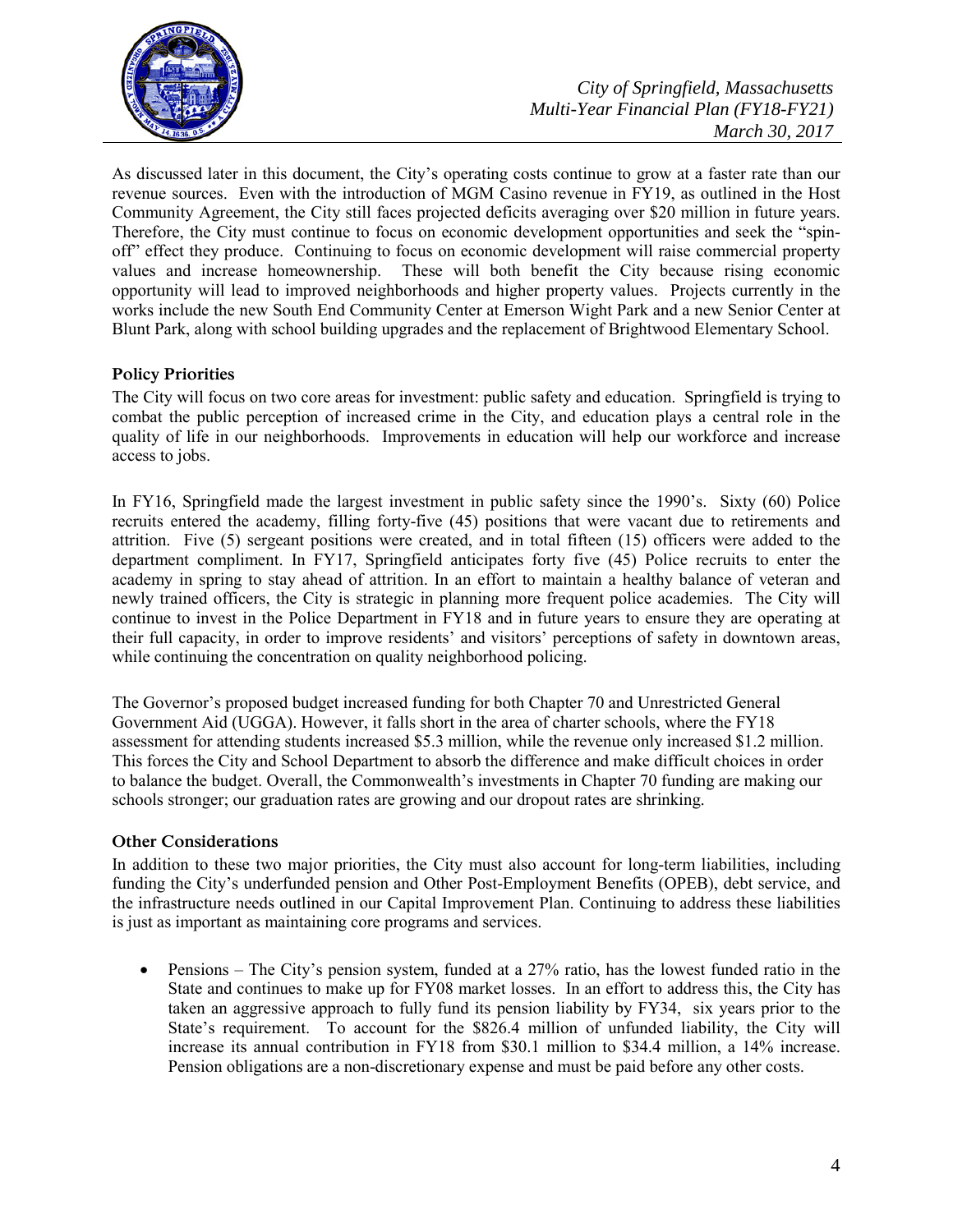As discussed later in this document, the City's operating costs continue to grow at a faster rate than our revenue sources. Even with the introduction of MGM Casino revenue in FY19, as outlined in the Host Community Agreement, the City still faces projected deficits averaging over $20 million in future years. Therefore, the City must continue to focus on economic development opportunities and seek the "spin-off" effect they produce. Continuing to focus on economic development will raise commercial property values and increase homeownership. These will both benefit the City because rising economic opportunity will lead to improved neighborhoods and higher property values. Projects currently in the works include the new South End Community Center at Emerson Wight Park and a new Senior Center at Blunt Park, along with school building upgrades and the replacement of Brightwood Elementary School.

### Policy Priorities

The City will focus on two core areas for investment: public safety and education. Springfield is trying to combat the public perception of increased crime in the City, and education plays a central role in the quality of life in our neighborhoods. Improvements in education will help our workforce and increase access to jobs.

In FY16, Springfield made the largest investment in public safety since the 1990's. Sixty (60) Police recruits entered the academy, filling forty-five (45) positions that were vacant due to retirements and attrition. Five (5) sergeant positions were created, and in total fifteen (15) officers were added to the department compliment. In FY17, Springfield anticipates forty five (45) Police recruits to enter the academy in spring to stay ahead of attrition. In an effort to maintain a healthy balance of veteran and newly trained officers, the City is strategic in planning more frequent police academies. The City will continue to invest in the Police Department in FY18 and in future years to ensure they are operating at their full capacity, in order to improve residents' and visitors' perceptions of safety in downtown areas, while continuing the concentration on quality neighborhood policing.

The Governor's proposed budget increased funding for both Chapter 70 and Unrestricted General Government Aid (UGGA). However, it falls short in the area of charter schools, where the FY18 assessment for attending students increased $5.3 million, while the revenue only increased $1.2 million. This forces the City and School Department to absorb the difference and make difficult choices in order to balance the budget. Overall, the Commonwealth's investments in Chapter 70 funding are making our schools stronger; our graduation rates are growing and our dropout rates are shrinking.

### Other Considerations

In addition to these two major priorities, the City must also account for long-term liabilities, including funding the City's underfunded pension and Other Post-Employment Benefits (OPEB), debt service, and the infrastructure needs outlined in our Capital Improvement Plan. Continuing to address these liabilities is just as important as maintaining core programs and services.

- Pensions – The City's pension system, funded at a 27% ratio, has the lowest funded ratio in the State and continues to make up for FY08 market losses. In an effort to address this, the City has taken an aggressive approach to fully fund its pension liability by FY34, six years prior to the State's requirement. To account for the $826.4 million of unfunded liability, the City will increase its annual contribution in FY18 from $30.1 million to $34.4 million, a 14% increase. Pension obligations are a non-discretionary expense and must be paid before any other costs.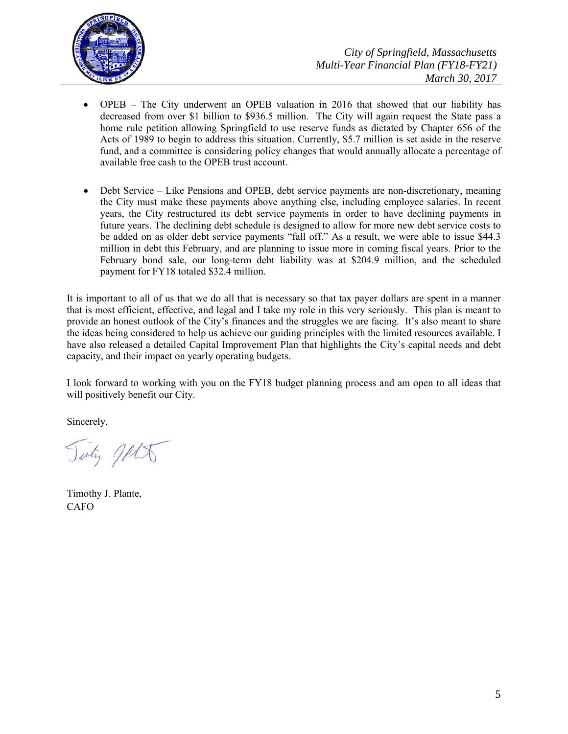- OPEB – The City underwent an OPEB valuation in 2016 that showed that our liability has decreased from over $1 billion to $936.5 million. The City will again request the State pass a home rule petition allowing Springfield to use reserve funds as dictated by Chapter 656 of the Acts of 1989 to begin to address this situation. Currently, $5.7 million is set aside in the reserve fund, and a committee is considering policy changes that would annually allocate a percentage of available free cash to the OPEB trust account.

- Debt Service – Like Pensions and OPEB, debt service payments are non-discretionary, meaning the City must make these payments above anything else, including employee salaries. In recent years, the City restructured its debt service payments in order to have declining payments in future years. The declining debt schedule is designed to allow for more new debt service costs to be added on as older debt service payments "fall off." As a result, we were able to issue $44.3 million in debt this February, and are planning to issue more in coming fiscal years. Prior to the February bond sale, our long-term debt liability was at $204.9 million, and the scheduled payment for FY18 totaled $32.4 million.

It is important to all of us that we do all that is necessary so that tax payer dollars are spent in a manner that is most efficient, effective, and legal and I take my role in this very seriously. This plan is meant to provide an honest outlook of the City's finances and the struggles we are facing. It's also meant to share the ideas being considered to help us achieve our guiding principles with the limited resources available. I have also released a detailed Capital Improvement Plan that highlights the City's capital needs and debt capacity, and their impact on yearly operating budgets.

I look forward to working with you on the FY18 budget planning process and am open to all ideas that will positively benefit our City.

Sincerely,

Timothy J. Plante,
CAFO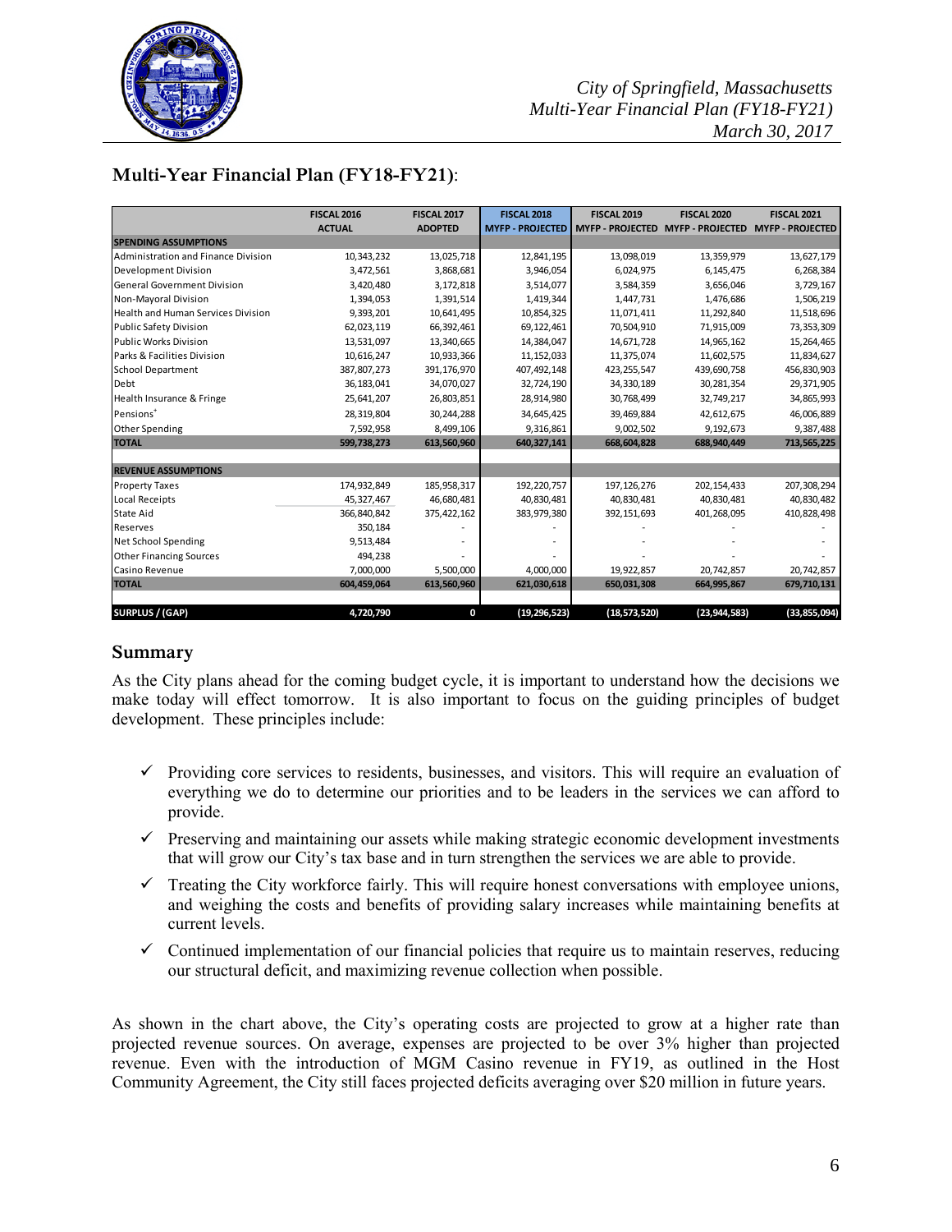## Multi-Year Financial Plan (FY18-FY21):

| | FISCAL 2016 ACTUAL | FISCAL 2017 ADOPTED | FISCAL 2018 MYFP - PROJECTED | FISCAL 2019 MYFP - PROJECTED | FISCAL 2020 MYFP - PROJECTED | FISCAL 2021 MYFP - PROJECTED |
|---|---|---|---|---|---|---|
| **SPENDING ASSUMPTIONS** | | | | | | |
| Administration and Finance Division | 10,343,232 | 13,025,718 | 12,841,195 | 13,098,019 | 13,359,979 | 13,627,179 |
| Development Division | 3,472,561 | 3,868,681 | 3,946,054 | 6,024,975 | 6,145,475 | 6,268,384 |
| General Government Division | 3,420,480 | 3,172,818 | 3,514,077 | 3,584,359 | 3,656,046 | 3,729,167 |
| Non-Mayoral Division | 1,394,053 | 1,391,514 | 1,419,344 | 1,447,731 | 1,476,686 | 1,506,219 |
| Health and Human Services Division | 9,393,201 | 10,641,495 | 10,854,325 | 11,071,411 | 11,292,840 | 11,518,696 |
| Public Safety Division | 62,023,119 | 66,392,461 | 69,122,461 | 70,504,910 | 71,915,009 | 73,353,309 |
| Public Works Division | 13,531,097 | 13,340,665 | 14,384,047 | 14,671,728 | 14,965,162 | 15,264,465 |
| Parks & Facilities Division | 10,616,247 | 10,933,366 | 11,152,033 | 11,375,074 | 11,602,575 | 11,834,627 |
| School Department | 387,807,273 | 391,176,970 | 407,492,148 | 423,255,547 | 439,690,758 | 456,830,903 |
| Debt | 36,183,041 | 34,070,027 | 32,724,190 | 34,330,189 | 30,281,354 | 29,371,905 |
| Health Insurance & Fringe | 25,641,207 | 26,803,851 | 28,914,980 | 30,768,499 | 32,749,217 | 34,865,993 |
| Pensions[+] | 28,319,804 | 30,244,288 | 34,645,425 | 39,469,884 | 42,612,675 | 46,006,889 |
| Other Spending | 7,592,958 | 8,499,106 | 9,316,861 | 9,002,502 | 9,192,673 | 9,387,488 |
| **TOTAL** | **599,738,273** | **613,560,960** | **640,327,141** | **668,604,828** | **688,940,449** | **713,565,225** |
| **REVENUE ASSUMPTIONS** | | | | | | |
| Property Taxes | 174,932,849 | 185,958,317 | 192,220,757 | 197,126,276 | 202,154,433 | 207,308,294 |
| Local Receipts | 45,327,467 | 46,680,481 | 40,830,481 | 40,830,481 | 40,830,481 | 40,830,482 |
| State Aid | 366,840,842 | 375,422,162 | 383,979,380 | 392,151,693 | 401,268,095 | 410,828,498 |
| Reserves | 350,184 | - | - | - | - | - |
| Net School Spending | 9,513,484 | - | - | - | - | - |
| Other Financing Sources | 494,238 | - | - | - | - | - |
| Casino Revenue | 7,000,000 | 5,500,000 | 4,000,000 | 19,922,857 | 20,742,857 | 20,742,857 |
| **TOTAL** | **604,459,064** | **613,560,960** | **621,030,618** | **650,031,308** | **664,995,867** | **679,710,131** |
| **SURPLUS / (GAP)** | **4,720,790** | **0** | **(19,296,523)** | **(18,573,520)** | **(23,944,583)** | **(33,855,094)** |

## Summary

As the City plans ahead for the coming budget cycle, it is important to understand how the decisions we make today will effect tomorrow. It is also important to focus on the guiding principles of budget development. These principles include:

- ✓ Providing core services to residents, businesses, and visitors. This will require an evaluation of everything we do to determine our priorities and to be leaders in the services we can afford to provide.
- ✓ Preserving and maintaining our assets while making strategic economic development investments that will grow our City's tax base and in turn strengthen the services we are able to provide.
- ✓ Treating the City workforce fairly. This will require honest conversations with employee unions, and weighing the costs and benefits of providing salary increases while maintaining benefits at current levels.
- ✓ Continued implementation of our financial policies that require us to maintain reserves, reducing our structural deficit, and maximizing revenue collection when possible.

As shown in the chart above, the City's operating costs are projected to grow at a higher rate than projected revenue sources. On average, expenses are projected to be over 3% higher than projected revenue. Even with the introduction of MGM Casino revenue in FY19, as outlined in the Host Community Agreement, the City still faces projected deficits averaging over $20 million in future years.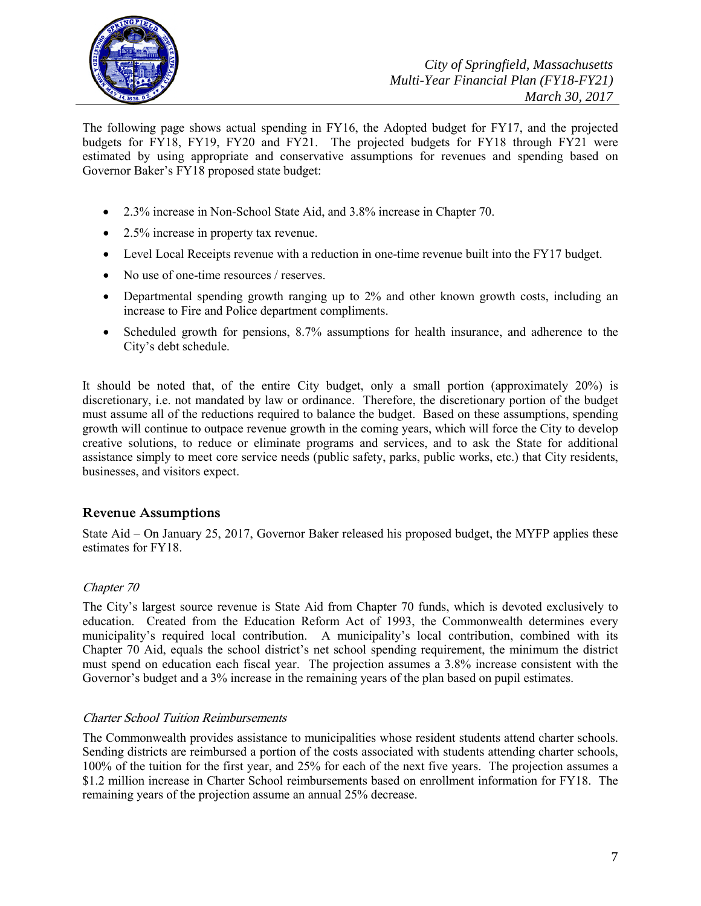The following page shows actual spending in FY16, the Adopted budget for FY17, and the projected budgets for FY18, FY19, FY20 and FY21. The projected budgets for FY18 through FY21 were estimated by using appropriate and conservative assumptions for revenues and spending based on Governor Baker's FY18 proposed state budget:

- 2.3% increase in Non-School State Aid, and 3.8% increase in Chapter 70.
- 2.5% increase in property tax revenue.
- Level Local Receipts revenue with a reduction in one-time revenue built into the FY17 budget.
- No use of one-time resources / reserves.
- Departmental spending growth ranging up to 2% and other known growth costs, including an increase to Fire and Police department compliments.
- Scheduled growth for pensions, 8.7% assumptions for health insurance, and adherence to the City's debt schedule.

It should be noted that, of the entire City budget, only a small portion (approximately 20%) is discretionary, i.e. not mandated by law or ordinance. Therefore, the discretionary portion of the budget must assume all of the reductions required to balance the budget. Based on these assumptions, spending growth will continue to outpace revenue growth in the coming years, which will force the City to develop creative solutions, to reduce or eliminate programs and services, and to ask the State for additional assistance simply to meet core service needs (public safety, parks, public works, etc.) that City residents, businesses, and visitors expect.

## Revenue Assumptions

State Aid – On January 25, 2017, Governor Baker released his proposed budget, the MYFP applies these estimates for FY18.

### *Chapter 70*

The City's largest source revenue is State Aid from Chapter 70 funds, which is devoted exclusively to education. Created from the Education Reform Act of 1993, the Commonwealth determines every municipality's required local contribution. A municipality's local contribution, combined with its Chapter 70 Aid, equals the school district's net school spending requirement, the minimum the district must spend on education each fiscal year. The projection assumes a 3.8% increase consistent with the Governor's budget and a 3% increase in the remaining years of the plan based on pupil estimates.

### *Charter School Tuition Reimbursements*

The Commonwealth provides assistance to municipalities whose resident students attend charter schools. Sending districts are reimbursed a portion of the costs associated with students attending charter schools, 100% of the tuition for the first year, and 25% for each of the next five years. The projection assumes a $1.2 million increase in Charter School reimbursements based on enrollment information for FY18. The remaining years of the projection assume an annual 25% decrease.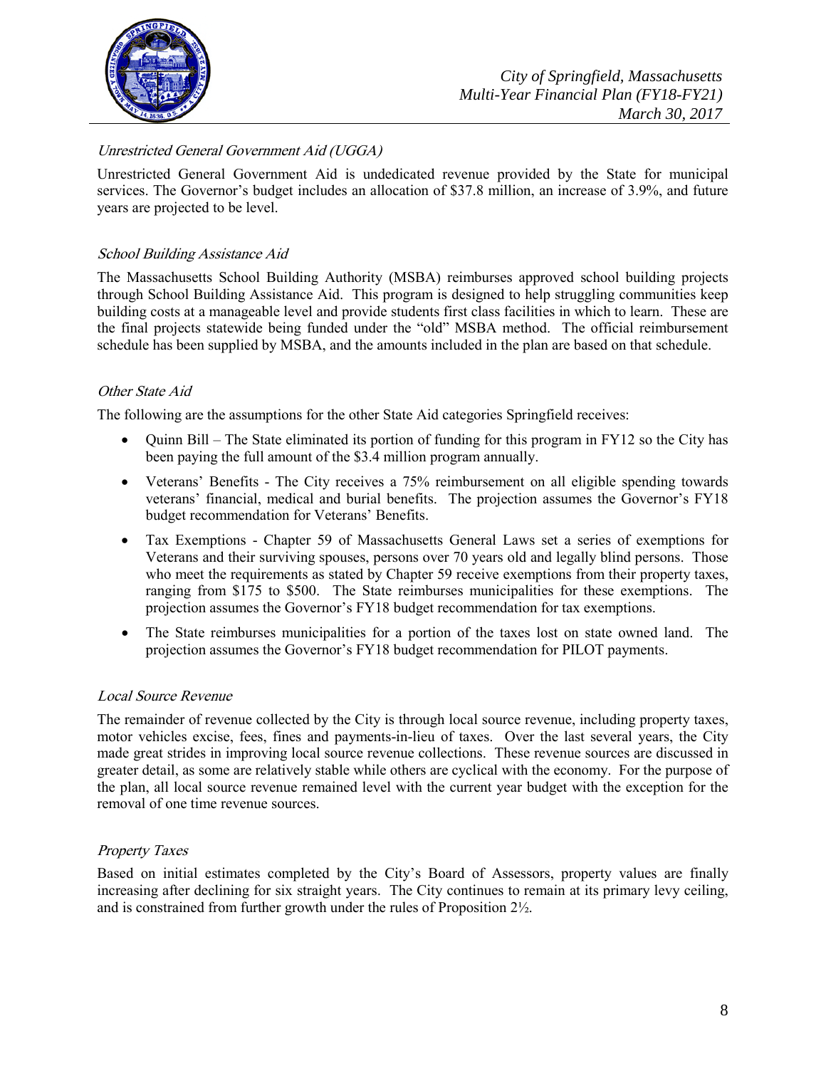### *Unrestricted General Government Aid (UGGA)*

Unrestricted General Government Aid is undedicated revenue provided by the State for municipal services. The Governor's budget includes an allocation of $37.8 million, an increase of 3.9%, and future years are projected to be level.

### *School Building Assistance Aid*

The Massachusetts School Building Authority (MSBA) reimburses approved school building projects through School Building Assistance Aid. This program is designed to help struggling communities keep building costs at a manageable level and provide students first class facilities in which to learn. These are the final projects statewide being funded under the "old" MSBA method. The official reimbursement schedule has been supplied by MSBA, and the amounts included in the plan are based on that schedule.

### *Other State Aid*

The following are the assumptions for the other State Aid categories Springfield receives:

- Quinn Bill – The State eliminated its portion of funding for this program in FY12 so the City has been paying the full amount of the $3.4 million program annually.
- Veterans' Benefits - The City receives a 75% reimbursement on all eligible spending towards veterans' financial, medical and burial benefits. The projection assumes the Governor's FY18 budget recommendation for Veterans' Benefits.
- Tax Exemptions - Chapter 59 of Massachusetts General Laws set a series of exemptions for Veterans and their surviving spouses, persons over 70 years old and legally blind persons. Those who meet the requirements as stated by Chapter 59 receive exemptions from their property taxes, ranging from $175 to $500. The State reimburses municipalities for these exemptions. The projection assumes the Governor's FY18 budget recommendation for tax exemptions.
- The State reimburses municipalities for a portion of the taxes lost on state owned land. The projection assumes the Governor's FY18 budget recommendation for PILOT payments.

### *Local Source Revenue*

The remainder of revenue collected by the City is through local source revenue, including property taxes, motor vehicles excise, fees, fines and payments-in-lieu of taxes. Over the last several years, the City made great strides in improving local source revenue collections. These revenue sources are discussed in greater detail, as some are relatively stable while others are cyclical with the economy. For the purpose of the plan, all local source revenue remained level with the current year budget with the exception for the removal of one time revenue sources.

### *Property Taxes*

Based on initial estimates completed by the City's Board of Assessors, property values are finally increasing after declining for six straight years. The City continues to remain at its primary levy ceiling, and is constrained from further growth under the rules of Proposition 2½.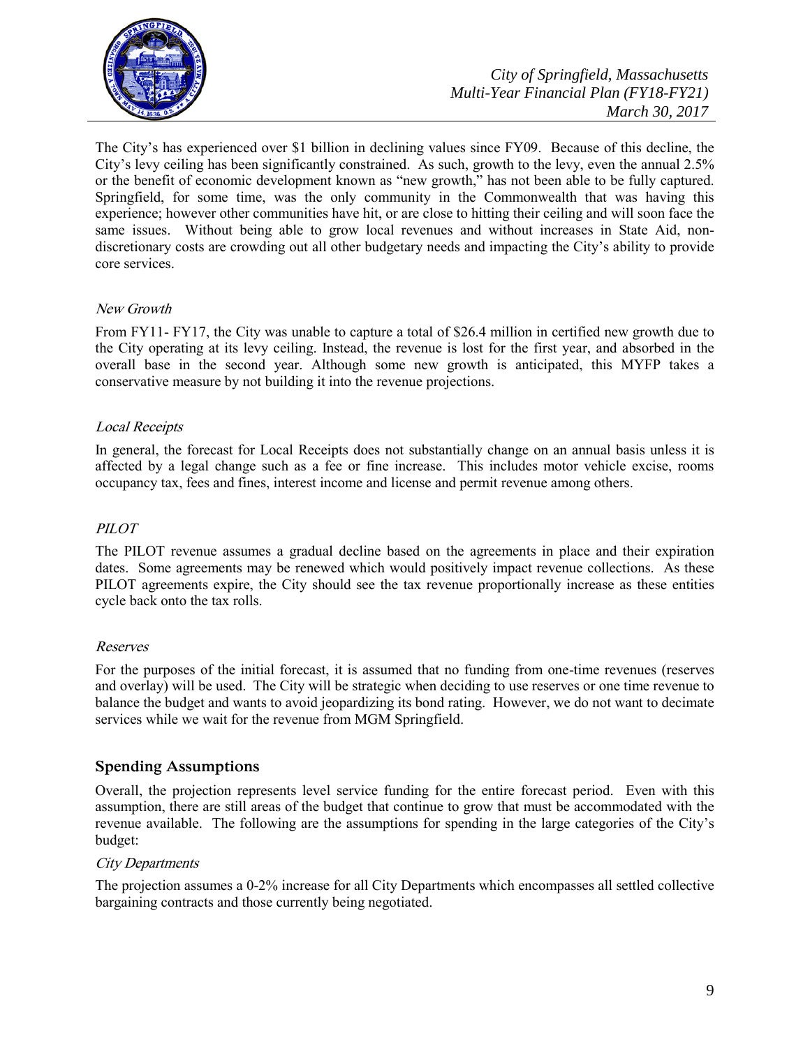The City's has experienced over $1 billion in declining values since FY09. Because of this decline, the City's levy ceiling has been significantly constrained. As such, growth to the levy, even the annual 2.5% or the benefit of economic development known as "new growth," has not been able to be fully captured. Springfield, for some time, was the only community in the Commonwealth that was having this experience; however other communities have hit, or are close to hitting their ceiling and will soon face the same issues. Without being able to grow local revenues and without increases in State Aid, non-discretionary costs are crowding out all other budgetary needs and impacting the City's ability to provide core services.

*New Growth*

From FY11- FY17, the City was unable to capture a total of $26.4 million in certified new growth due to the City operating at its levy ceiling. Instead, the revenue is lost for the first year, and absorbed in the overall base in the second year. Although some new growth is anticipated, this MYFP takes a conservative measure by not building it into the revenue projections.

*Local Receipts*

In general, the forecast for Local Receipts does not substantially change on an annual basis unless it is affected by a legal change such as a fee or fine increase. This includes motor vehicle excise, rooms occupancy tax, fees and fines, interest income and license and permit revenue among others.

*PILOT*

The PILOT revenue assumes a gradual decline based on the agreements in place and their expiration dates. Some agreements may be renewed which would positively impact revenue collections. As these PILOT agreements expire, the City should see the tax revenue proportionally increase as these entities cycle back onto the tax rolls.

*Reserves*

For the purposes of the initial forecast, it is assumed that no funding from one-time revenues (reserves and overlay) will be used. The City will be strategic when deciding to use reserves or one time revenue to balance the budget and wants to avoid jeopardizing its bond rating. However, we do not want to decimate services while we wait for the revenue from MGM Springfield.

## Spending Assumptions

Overall, the projection represents level service funding for the entire forecast period. Even with this assumption, there are still areas of the budget that continue to grow that must be accommodated with the revenue available. The following are the assumptions for spending in the large categories of the City's budget:

*City Departments*

The projection assumes a 0-2% increase for all City Departments which encompasses all settled collective bargaining contracts and those currently being negotiated.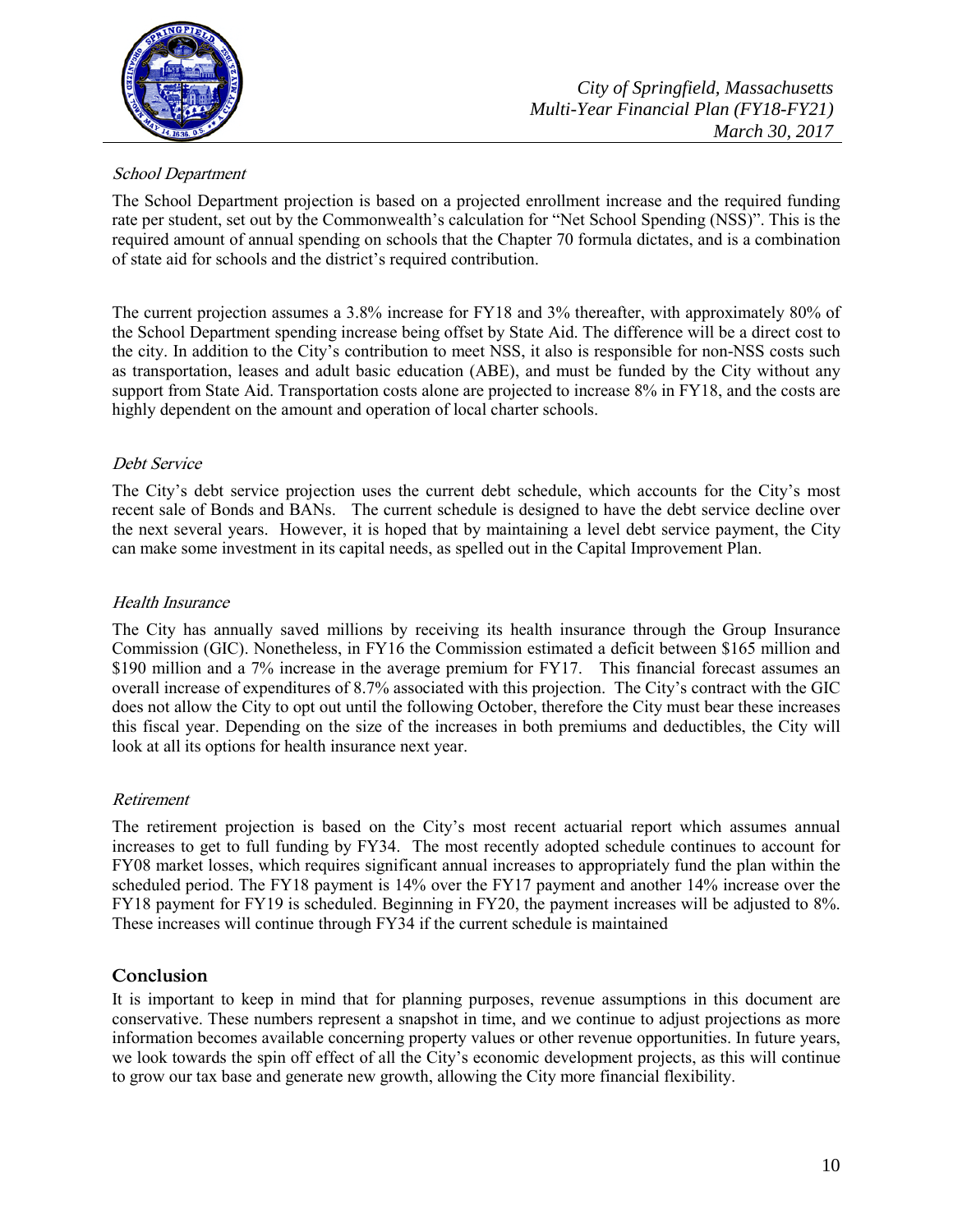*School Department*

The School Department projection is based on a projected enrollment increase and the required funding rate per student, set out by the Commonwealth's calculation for "Net School Spending (NSS)". This is the required amount of annual spending on schools that the Chapter 70 formula dictates, and is a combination of state aid for schools and the district's required contribution.

The current projection assumes a 3.8% increase for FY18 and 3% thereafter, with approximately 80% of the School Department spending increase being offset by State Aid. The difference will be a direct cost to the city. In addition to the City's contribution to meet NSS, it also is responsible for non-NSS costs such as transportation, leases and adult basic education (ABE), and must be funded by the City without any support from State Aid. Transportation costs alone are projected to increase 8% in FY18, and the costs are highly dependent on the amount and operation of local charter schools.

*Debt Service*

The City's debt service projection uses the current debt schedule, which accounts for the City's most recent sale of Bonds and BANs. The current schedule is designed to have the debt service decline over the next several years. However, it is hoped that by maintaining a level debt service payment, the City can make some investment in its capital needs, as spelled out in the Capital Improvement Plan.

*Health Insurance*

The City has annually saved millions by receiving its health insurance through the Group Insurance Commission (GIC). Nonetheless, in FY16 the Commission estimated a deficit between $165 million and $190 million and a 7% increase in the average premium for FY17. This financial forecast assumes an overall increase of expenditures of 8.7% associated with this projection. The City's contract with the GIC does not allow the City to opt out until the following October, therefore the City must bear these increases this fiscal year. Depending on the size of the increases in both premiums and deductibles, the City will look at all its options for health insurance next year.

*Retirement*

The retirement projection is based on the City's most recent actuarial report which assumes annual increases to get to full funding by FY34. The most recently adopted schedule continues to account for FY08 market losses, which requires significant annual increases to appropriately fund the plan within the scheduled period. The FY18 payment is 14% over the FY17 payment and another 14% increase over the FY18 payment for FY19 is scheduled. Beginning in FY20, the payment increases will be adjusted to 8%. These increases will continue through FY34 if the current schedule is maintained

## Conclusion

It is important to keep in mind that for planning purposes, revenue assumptions in this document are conservative. These numbers represent a snapshot in time, and we continue to adjust projections as more information becomes available concerning property values or other revenue opportunities. In future years, we look towards the spin off effect of all the City's economic development projects, as this will continue to grow our tax base and generate new growth, allowing the City more financial flexibility.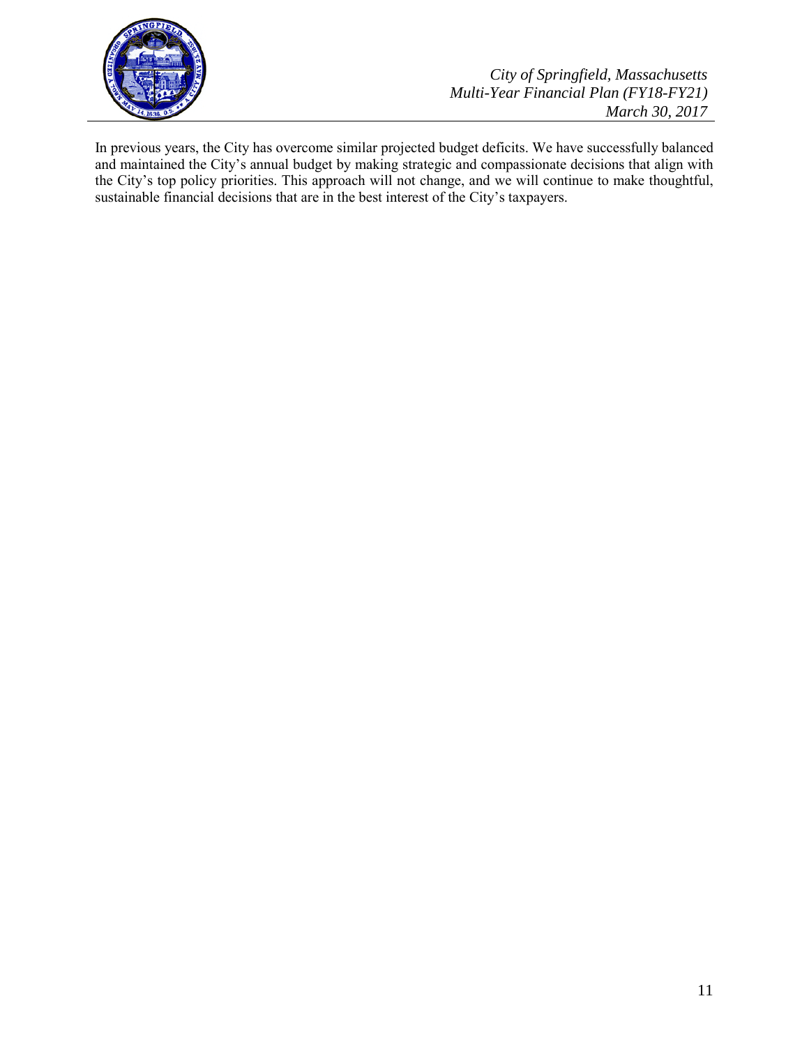In previous years, the City has overcome similar projected budget deficits. We have successfully balanced and maintained the City's annual budget by making strategic and compassionate decisions that align with the City's top policy priorities. This approach will not change, and we will continue to make thoughtful, sustainable financial decisions that are in the best interest of the City's taxpayers.